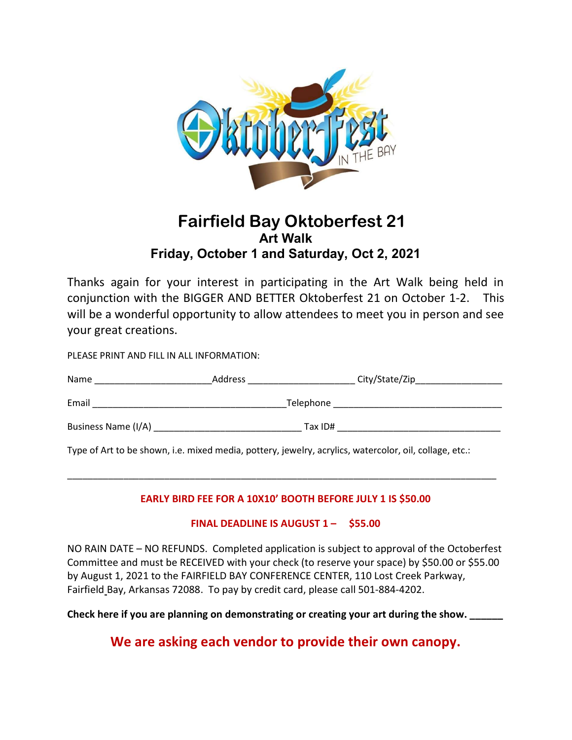# Fairfield Bay Oktoberfest 21

## Art Walk

## Friday, October 1 and Saturday, Oct 2, 2021

Thanks again for your interest in participating in the Art Walk being held in conjunction with the BIGGER AND BETTER Oktoberfest 21 on October 1-2. This will be a wonderful opportunity to allow attendees to meet you in person and see your great creations.

PLEASE PRINT AND FILL IN ALL INFORMATION:

Name ______________________ Address ____________________ City/State/Zip________________

Email ____________________________________ Telephone ________________________________

Business Name (I/A) ____________________________ Tax ID# _______________________________

Type of Art to be shown, i.e. mixed media, pottery, jewelry, acrylics, watercolor, oil, collage, etc.:

________________________________________________________________________________

**EARLY BIRD FEE FOR A 10X10' BOOTH BEFORE JULY 1 IS $50.00**

**FINAL DEADLINE IS AUGUST 1 – $55.00**

NO RAIN DATE – NO REFUNDS. Completed application is subject to approval of the Octoberfest Committee and must be RECEIVED with your check (to reserve your space) by $50.00 or $55.00 by August 1, 2021 to the FAIRFIELD BAY CONFERENCE CENTER, 110 Lost Creek Parkway, Fairfield Bay, Arkansas 72088. To pay by credit card, please call 501-884-4202.

**Check here if you are planning on demonstrating or creating your art during the show. ______**

**We are asking each vendor to provide their own canopy.**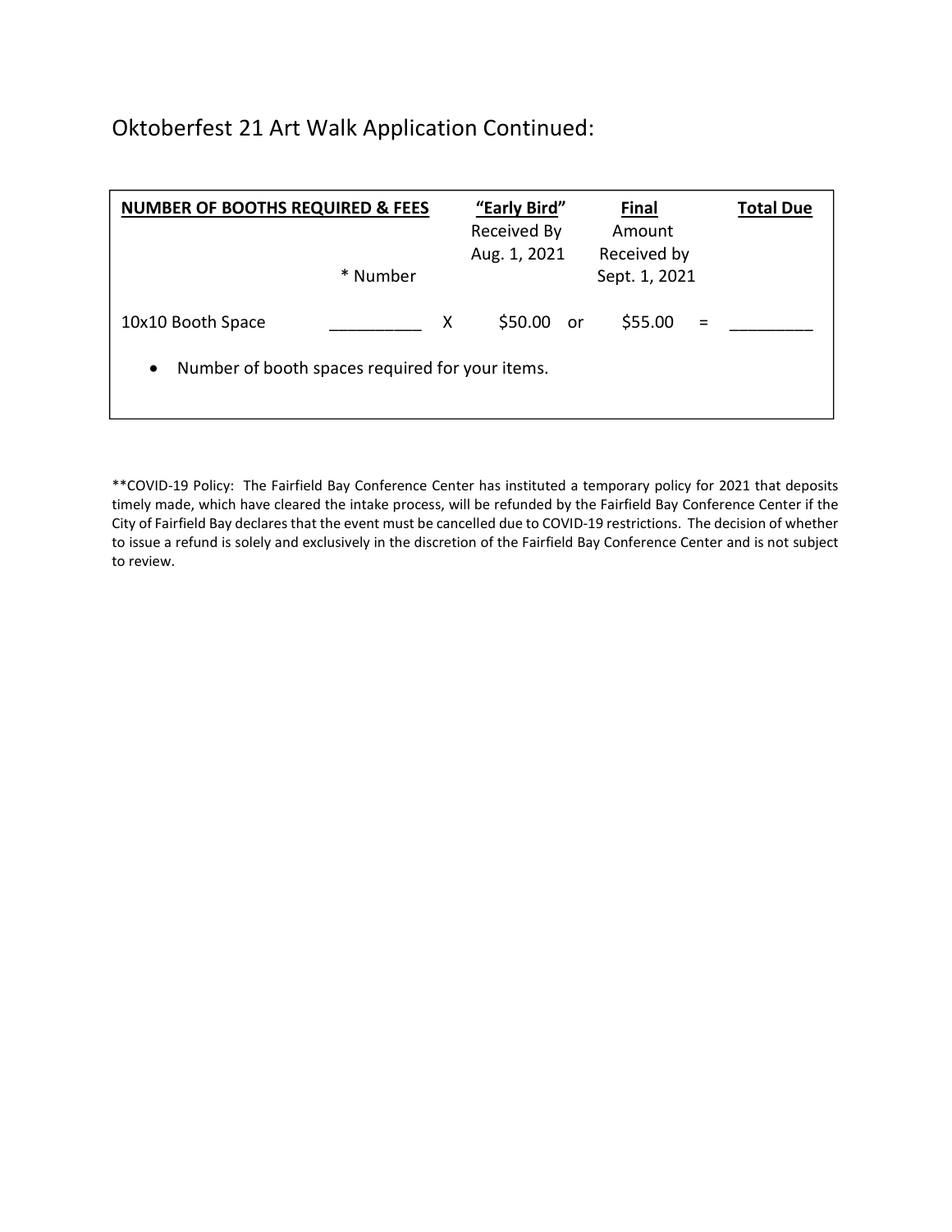# Oktoberfest 21 Art Walk Application Continued:

| NUMBER OF BOOTHS REQUIRED & FEES | * Number | | "Early Bird" Received By Aug. 1, 2021 | | Final Amount Received by Sept. 1, 2021 | | Total Due |
|---|---|---|---|---|---|---|---|
| 10x10 Booth Space | __________ | X | $50.00 | or | $55.00 | = | _________ |

- Number of booth spaces required for your items.

**COVID-19 Policy: The Fairfield Bay Conference Center has instituted a temporary policy for 2021 that deposits timely made, which have cleared the intake process, will be refunded by the Fairfield Bay Conference Center if the City of Fairfield Bay declares that the event must be cancelled due to COVID-19 restrictions. The decision of whether to issue a refund is solely and exclusively in the discretion of the Fairfield Bay Conference Center and is not subject to review.